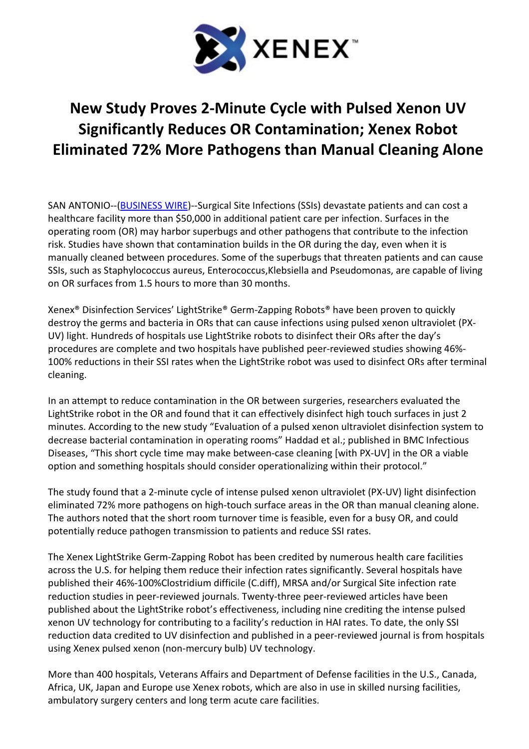XENEX™

# New Study Proves 2-Minute Cycle with Pulsed Xenon UV Significantly Reduces OR Contamination; Xenex Robot Eliminated 72% More Pathogens than Manual Cleaning Alone

SAN ANTONIO--(BUSINESS WIRE)--Surgical Site Infections (SSIs) devastate patients and can cost a healthcare facility more than $50,000 in additional patient care per infection. Surfaces in the operating room (OR) may harbor superbugs and other pathogens that contribute to the infection risk. Studies have shown that contamination builds in the OR during the day, even when it is manually cleaned between procedures. Some of the superbugs that threaten patients and can cause SSIs, such as Staphylococcus aureus, Enterococcus,Klebsiella and Pseudomonas, are capable of living on OR surfaces from 1.5 hours to more than 30 months.

Xenex® Disinfection Services' LightStrike® Germ-Zapping Robots® have been proven to quickly destroy the germs and bacteria in ORs that can cause infections using pulsed xenon ultraviolet (PX-UV) light. Hundreds of hospitals use LightStrike robots to disinfect their ORs after the day's procedures are complete and two hospitals have published peer-reviewed studies showing 46%-100% reductions in their SSI rates when the LightStrike robot was used to disinfect ORs after terminal cleaning.

In an attempt to reduce contamination in the OR between surgeries, researchers evaluated the LightStrike robot in the OR and found that it can effectively disinfect high touch surfaces in just 2 minutes. According to the new study "Evaluation of a pulsed xenon ultraviolet disinfection system to decrease bacterial contamination in operating rooms" Haddad et al.; published in BMC Infectious Diseases, "This short cycle time may make between-case cleaning [with PX-UV] in the OR a viable option and something hospitals should consider operationalizing within their protocol."

The study found that a 2-minute cycle of intense pulsed xenon ultraviolet (PX-UV) light disinfection eliminated 72% more pathogens on high-touch surface areas in the OR than manual cleaning alone. The authors noted that the short room turnover time is feasible, even for a busy OR, and could potentially reduce pathogen transmission to patients and reduce SSI rates.

The Xenex LightStrike Germ-Zapping Robot has been credited by numerous health care facilities across the U.S. for helping them reduce their infection rates significantly. Several hospitals have published their 46%-100%Clostridium difficile (C.diff), MRSA and/or Surgical Site infection rate reduction studies in peer-reviewed journals. Twenty-three peer-reviewed articles have been published about the LightStrike robot's effectiveness, including nine crediting the intense pulsed xenon UV technology for contributing to a facility's reduction in HAI rates. To date, the only SSI reduction data credited to UV disinfection and published in a peer-reviewed journal is from hospitals using Xenex pulsed xenon (non-mercury bulb) UV technology.

More than 400 hospitals, Veterans Affairs and Department of Defense facilities in the U.S., Canada, Africa, UK, Japan and Europe use Xenex robots, which are also in use in skilled nursing facilities, ambulatory surgery centers and long term acute care facilities.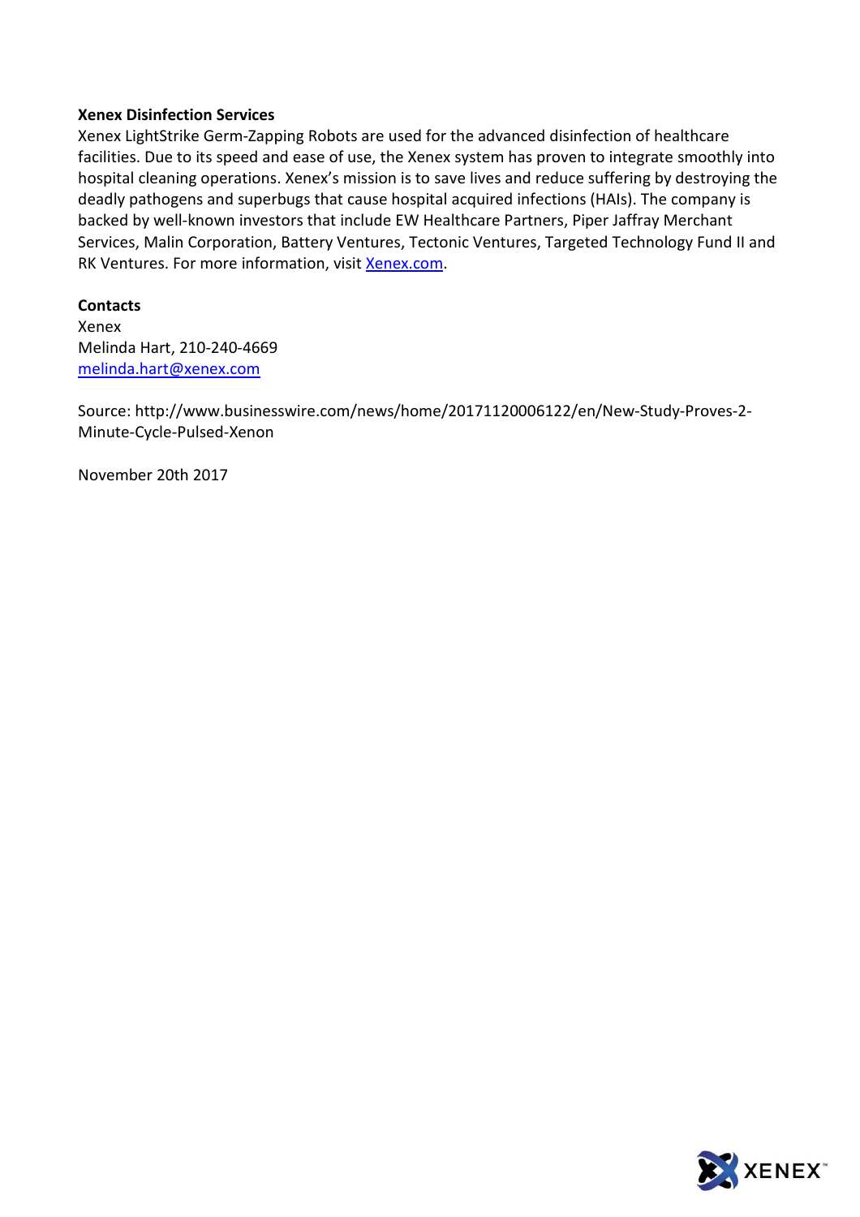**Xenex Disinfection Services**
Xenex LightStrike Germ-Zapping Robots are used for the advanced disinfection of healthcare facilities. Due to its speed and ease of use, the Xenex system has proven to integrate smoothly into hospital cleaning operations. Xenex's mission is to save lives and reduce suffering by destroying the deadly pathogens and superbugs that cause hospital acquired infections (HAIs). The company is backed by well-known investors that include EW Healthcare Partners, Piper Jaffray Merchant Services, Malin Corporation, Battery Ventures, Tectonic Ventures, Targeted Technology Fund II and RK Ventures. For more information, visit [Xenex.com](http://Xenex.com).

**Contacts**
Xenex
Melinda Hart, 210-240-4669
[melinda.hart@xenex.com](mailto:melinda.hart@xenex.com)

Source: http://www.businesswire.com/news/home/20171120006122/en/New-Study-Proves-2-Minute-Cycle-Pulsed-Xenon

November 20th 2017